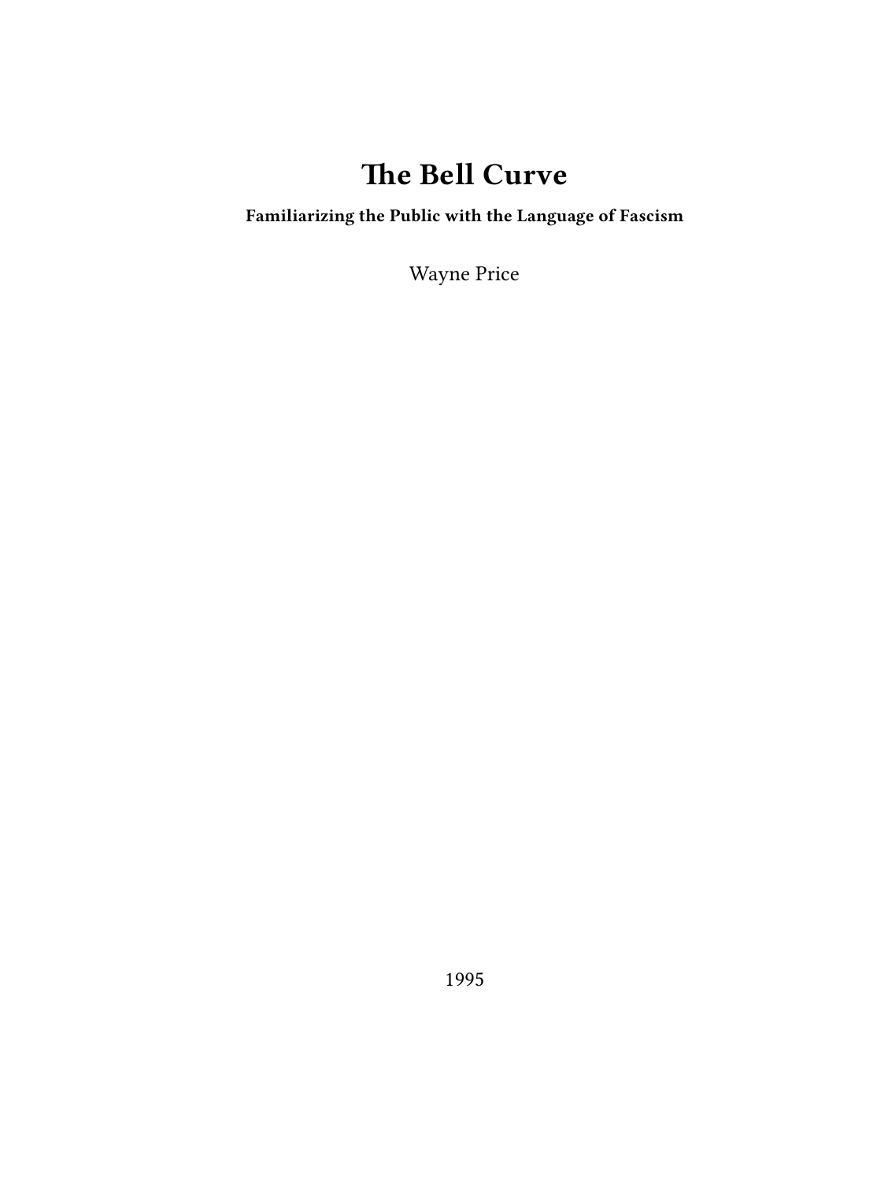# The Bell Curve

**Familiarizing the Public with the Language of Fascism**

Wayne Price

1995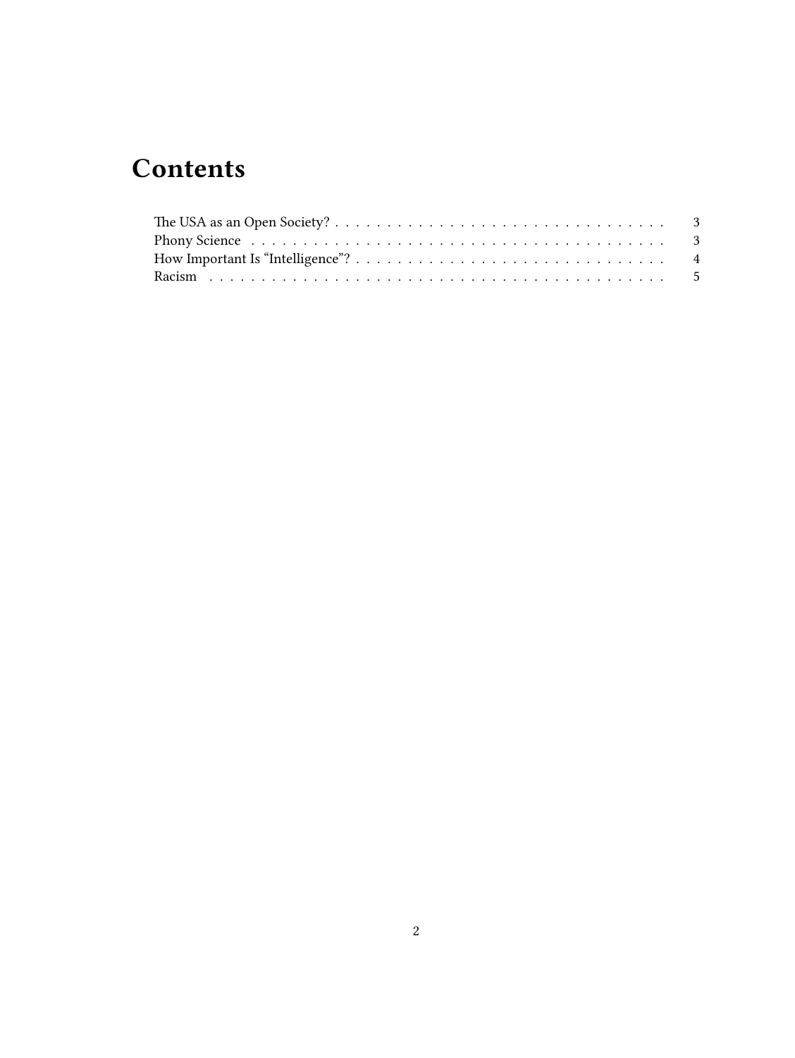# Contents

The USA as an Open Society? . . . . . . . . . . . . . . . . . . . . . . . . . . . . . . . . 3
Phony Science . . . . . . . . . . . . . . . . . . . . . . . . . . . . . . . . . . . . . . . . 3
How Important Is "Intelligence"? . . . . . . . . . . . . . . . . . . . . . . . . . . . . . . 4
Racism . . . . . . . . . . . . . . . . . . . . . . . . . . . . . . . . . . . . . . . . . . . . 5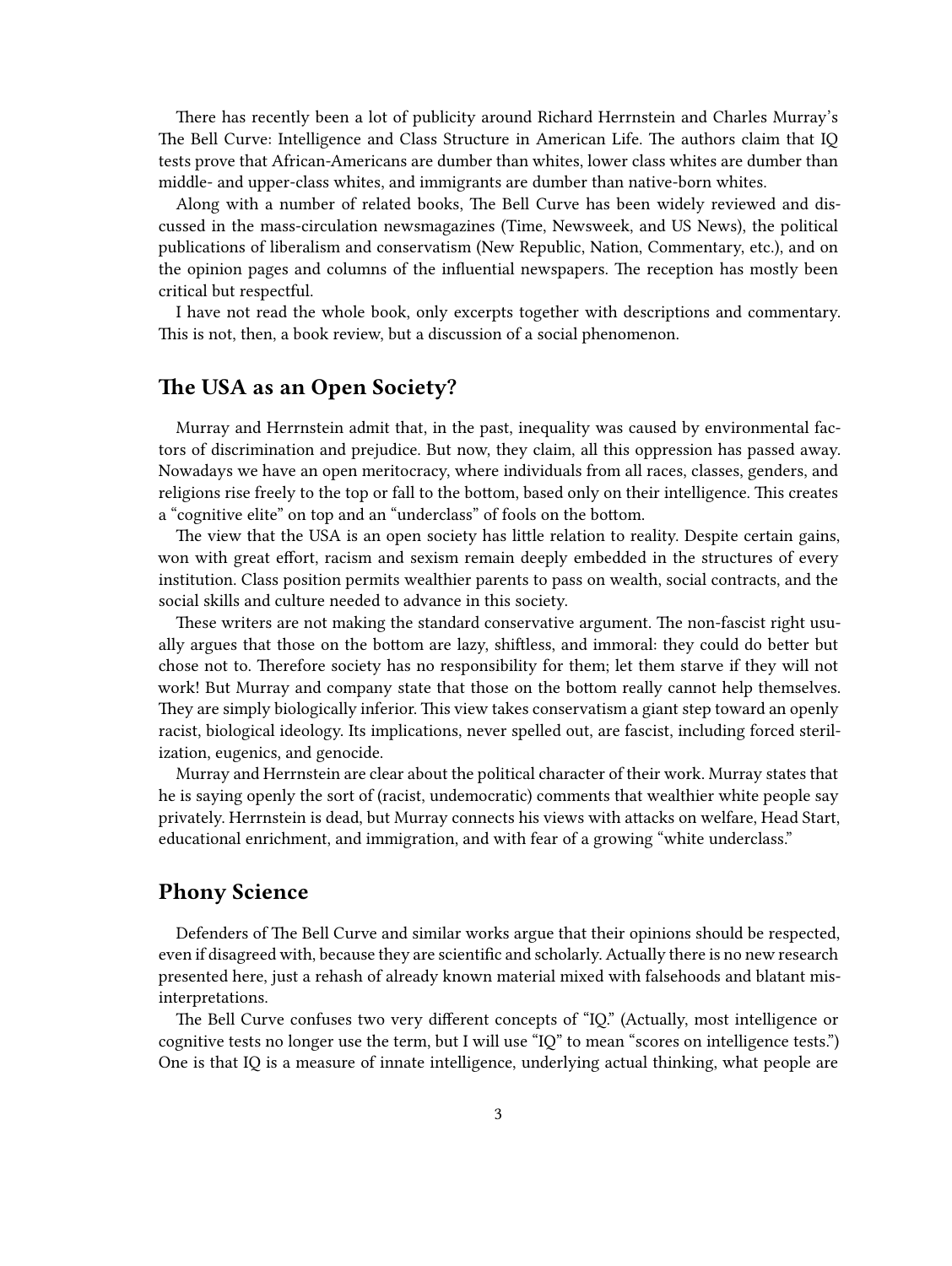There has recently been a lot of publicity around Richard Herrnstein and Charles Murray's The Bell Curve: Intelligence and Class Structure in American Life. The authors claim that IQ tests prove that African-Americans are dumber than whites, lower class whites are dumber than middle- and upper-class whites, and immigrants are dumber than native-born whites.

Along with a number of related books, The Bell Curve has been widely reviewed and discussed in the mass-circulation newsmagazines (Time, Newsweek, and US News), the political publications of liberalism and conservatism (New Republic, Nation, Commentary, etc.), and on the opinion pages and columns of the influential newspapers. The reception has mostly been critical but respectful.

I have not read the whole book, only excerpts together with descriptions and commentary. This is not, then, a book review, but a discussion of a social phenomenon.

## The USA as an Open Society?

Murray and Herrnstein admit that, in the past, inequality was caused by environmental factors of discrimination and prejudice. But now, they claim, all this oppression has passed away. Nowadays we have an open meritocracy, where individuals from all races, classes, genders, and religions rise freely to the top or fall to the bottom, based only on their intelligence. This creates a "cognitive elite" on top and an "underclass" of fools on the bottom.

The view that the USA is an open society has little relation to reality. Despite certain gains, won with great effort, racism and sexism remain deeply embedded in the structures of every institution. Class position permits wealthier parents to pass on wealth, social contracts, and the social skills and culture needed to advance in this society.

These writers are not making the standard conservative argument. The non-fascist right usually argues that those on the bottom are lazy, shiftless, and immoral: they could do better but chose not to. Therefore society has no responsibility for them; let them starve if they will not work! But Murray and company state that those on the bottom really cannot help themselves. They are simply biologically inferior. This view takes conservatism a giant step toward an openly racist, biological ideology. Its implications, never spelled out, are fascist, including forced sterilization, eugenics, and genocide.

Murray and Herrnstein are clear about the political character of their work. Murray states that he is saying openly the sort of (racist, undemocratic) comments that wealthier white people say privately. Herrnstein is dead, but Murray connects his views with attacks on welfare, Head Start, educational enrichment, and immigration, and with fear of a growing "white underclass."

## Phony Science

Defenders of The Bell Curve and similar works argue that their opinions should be respected, even if disagreed with, because they are scientific and scholarly. Actually there is no new research presented here, just a rehash of already known material mixed with falsehoods and blatant misinterpretations.

The Bell Curve confuses two very different concepts of "IQ." (Actually, most intelligence or cognitive tests no longer use the term, but I will use "IQ" to mean "scores on intelligence tests.") One is that IQ is a measure of innate intelligence, underlying actual thinking, what people are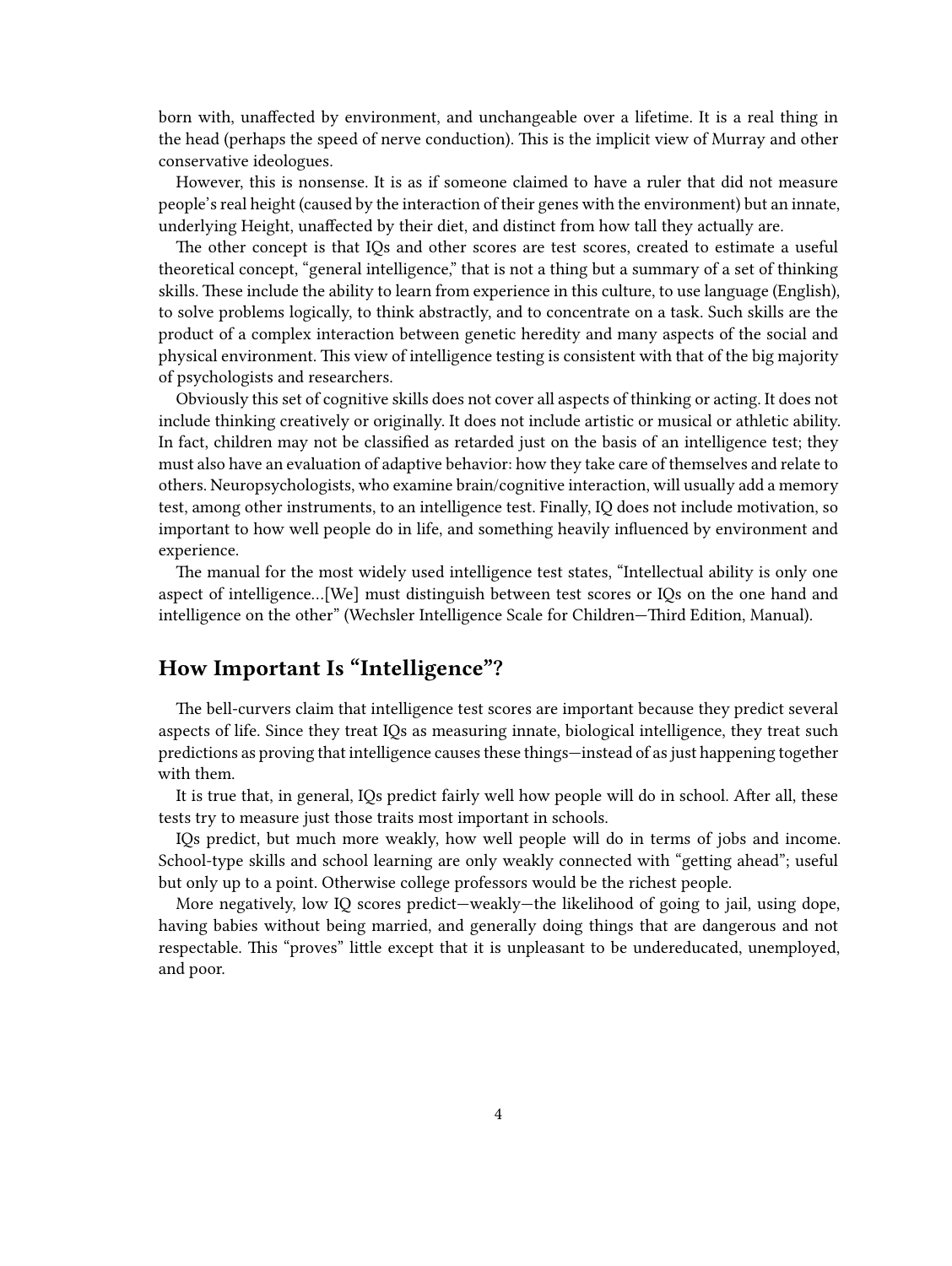born with, unaffected by environment, and unchangeable over a lifetime. It is a real thing in the head (perhaps the speed of nerve conduction). This is the implicit view of Murray and other conservative ideologues.

However, this is nonsense. It is as if someone claimed to have a ruler that did not measure people's real height (caused by the interaction of their genes with the environment) but an innate, underlying Height, unaffected by their diet, and distinct from how tall they actually are.

The other concept is that IQs and other scores are test scores, created to estimate a useful theoretical concept, "general intelligence," that is not a thing but a summary of a set of thinking skills. These include the ability to learn from experience in this culture, to use language (English), to solve problems logically, to think abstractly, and to concentrate on a task. Such skills are the product of a complex interaction between genetic heredity and many aspects of the social and physical environment. This view of intelligence testing is consistent with that of the big majority of psychologists and researchers.

Obviously this set of cognitive skills does not cover all aspects of thinking or acting. It does not include thinking creatively or originally. It does not include artistic or musical or athletic ability. In fact, children may not be classified as retarded just on the basis of an intelligence test; they must also have an evaluation of adaptive behavior: how they take care of themselves and relate to others. Neuropsychologists, who examine brain/cognitive interaction, will usually add a memory test, among other instruments, to an intelligence test. Finally, IQ does not include motivation, so important to how well people do in life, and something heavily influenced by environment and experience.

The manual for the most widely used intelligence test states, "Intellectual ability is only one aspect of intelligence…[We] must distinguish between test scores or IQs on the one hand and intelligence on the other" (Wechsler Intelligence Scale for Children—Third Edition, Manual).

## How Important Is "Intelligence"?

The bell-curvers claim that intelligence test scores are important because they predict several aspects of life. Since they treat IQs as measuring innate, biological intelligence, they treat such predictions as proving that intelligence causes these things—instead of as just happening together with them.

It is true that, in general, IQs predict fairly well how people will do in school. After all, these tests try to measure just those traits most important in schools.

IQs predict, but much more weakly, how well people will do in terms of jobs and income. School-type skills and school learning are only weakly connected with "getting ahead"; useful but only up to a point. Otherwise college professors would be the richest people.

More negatively, low IQ scores predict—weakly—the likelihood of going to jail, using dope, having babies without being married, and generally doing things that are dangerous and not respectable. This "proves" little except that it is unpleasant to be undereducated, unemployed, and poor.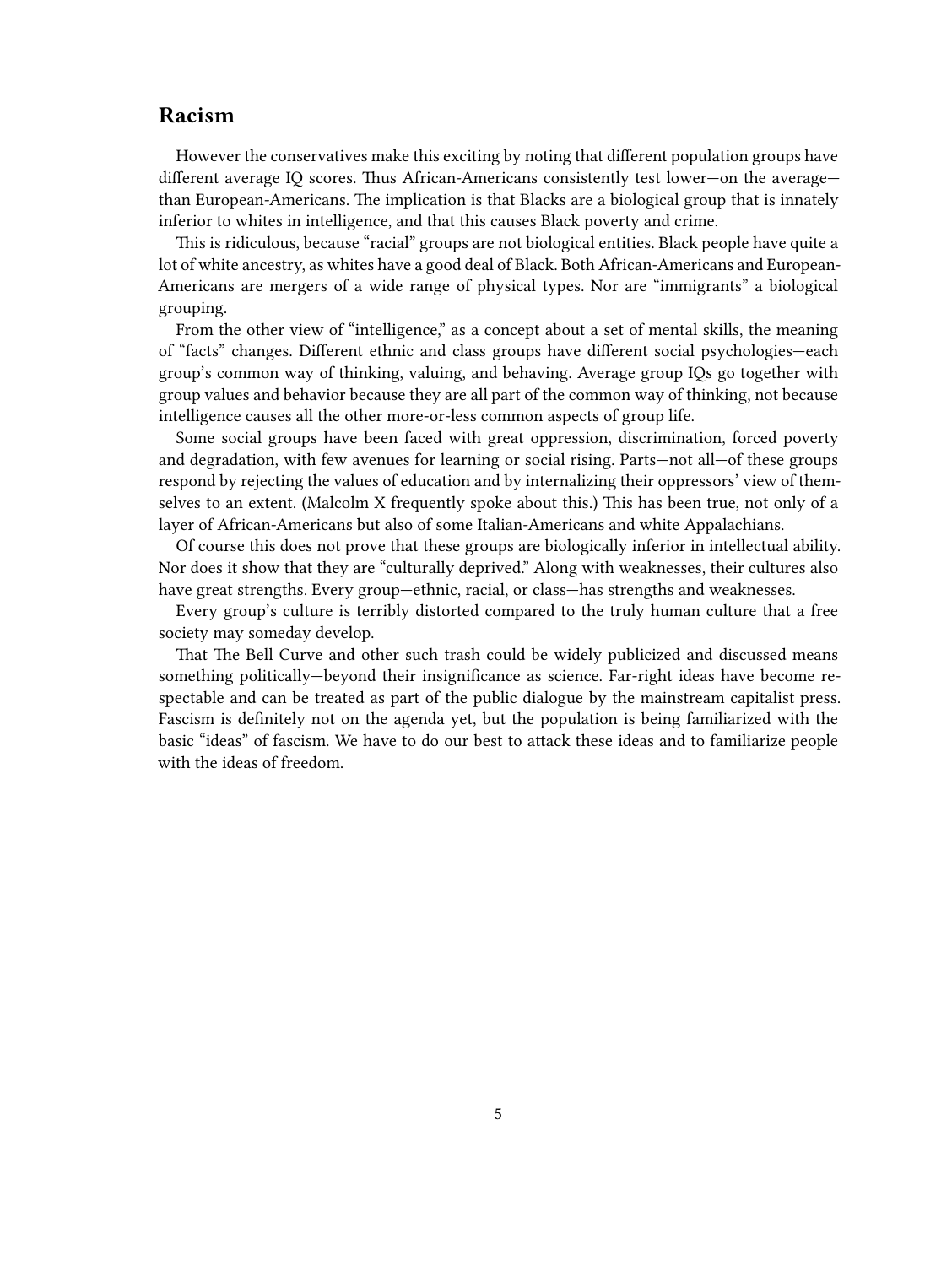## Racism

However the conservatives make this exciting by noting that different population groups have different average IQ scores. Thus African-Americans consistently test lower—on the average—than European-Americans. The implication is that Blacks are a biological group that is innately inferior to whites in intelligence, and that this causes Black poverty and crime.

This is ridiculous, because "racial" groups are not biological entities. Black people have quite a lot of white ancestry, as whites have a good deal of Black. Both African-Americans and European-Americans are mergers of a wide range of physical types. Nor are "immigrants" a biological grouping.

From the other view of "intelligence," as a concept about a set of mental skills, the meaning of "facts" changes. Different ethnic and class groups have different social psychologies—each group's common way of thinking, valuing, and behaving. Average group IQs go together with group values and behavior because they are all part of the common way of thinking, not because intelligence causes all the other more-or-less common aspects of group life.

Some social groups have been faced with great oppression, discrimination, forced poverty and degradation, with few avenues for learning or social rising. Parts—not all—of these groups respond by rejecting the values of education and by internalizing their oppressors' view of themselves to an extent. (Malcolm X frequently spoke about this.) This has been true, not only of a layer of African-Americans but also of some Italian-Americans and white Appalachians.

Of course this does not prove that these groups are biologically inferior in intellectual ability. Nor does it show that they are "culturally deprived." Along with weaknesses, their cultures also have great strengths. Every group—ethnic, racial, or class—has strengths and weaknesses.

Every group's culture is terribly distorted compared to the truly human culture that a free society may someday develop.

That The Bell Curve and other such trash could be widely publicized and discussed means something politically—beyond their insignificance as science. Far-right ideas have become respectable and can be treated as part of the public dialogue by the mainstream capitalist press. Fascism is definitely not on the agenda yet, but the population is being familiarized with the basic "ideas" of fascism. We have to do our best to attack these ideas and to familiarize people with the ideas of freedom.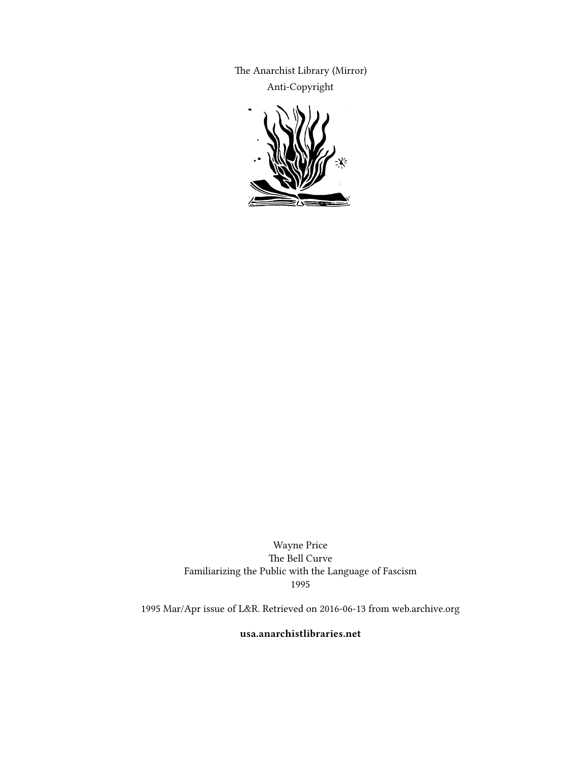The Anarchist Library (Mirror)
Anti-Copyright

Wayne Price
The Bell Curve
Familiarizing the Public with the Language of Fascism
1995

1995 Mar/Apr issue of L&R. Retrieved on 2016-06-13 from web.archive.org

**usa.anarchistlibraries.net**